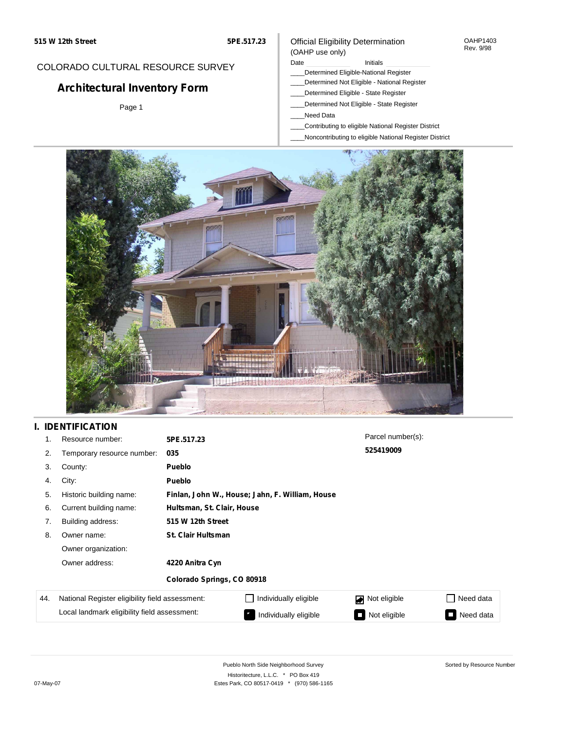515 W 12th Street | 5PE.517.23

COLORADO CULTURAL RESOURCE SURVEY

# Architectural Inventory Form

Page 1

Official Eligibility Determination
(OAHP use only)

OAHP1403
Rev. 9/98

Date ____________ Initials ____________

____Determined Eligible-National Register
____Determined Not Eligible - National Register
____Determined Eligible - State Register
____Determined Not Eligible - State Register
____Need Data
____Contributing to eligible National Register District
____Noncontributing to eligible National Register District

## I. IDENTIFICATION

| | | |
|---|---|---|
| 1. | Resource number: | **5PE.517.23** |
| 2. | Temporary resource number: | **035** |
| 3. | County: | **Pueblo** |
| 4. | City: | **Pueblo** |
| 5. | Historic building name: | **Finlan, John W., House; Jahn, F. William, House** |
| 6. | Current building name: | **Hultsman, St. Clair, House** |
| 7. | Building address: | **515 W 12th Street** |
| 8. | Owner name: | **St. Clair Hultsman** |
| | Owner organization: | |
| | Owner address: | **4220 Anitra Cyn** |
| | | **Colorado Springs, CO 80918** |

Parcel number(s):
**525419009**

| 44. | | | | |
|---|---|---|---|---|
| National Register eligibility field assessment: | ☐ Individually eligible | ☑ Not eligible | ☐ Need data |
| Local landmark eligibility field assessment: | ■ Individually eligible | ■ Not eligible | ■ Need data |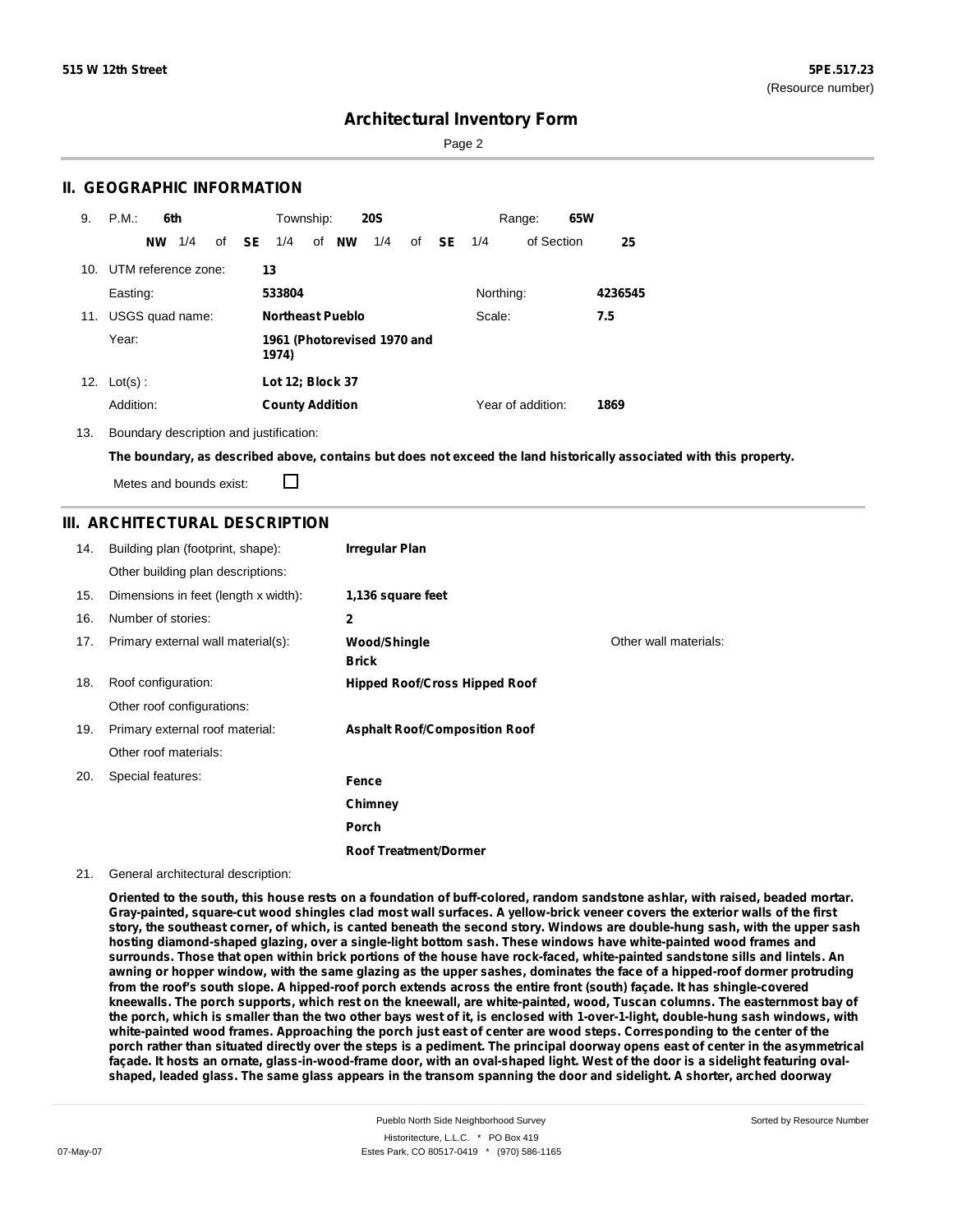# Architectural Inventory Form

## II. GEOGRAPHIC INFORMATION

9. P.M.: **6th** Township: **20S** Range: **65W**

**NW** 1/4 of **SE** 1/4 of **NW** 1/4 of **SE** 1/4 of Section **25**

10. UTM reference zone: **13**

Easting: **533804** Northing: **4236545**

11. USGS quad name: **Northeast Pueblo** Scale: **7.5**

Year: **1961 (Photorevised 1970 and 1974)**

12. Lot(s) : **Lot 12; Block 37**

Addition: **County Addition** Year of addition: **1869**

13. Boundary description and justification:

**The boundary, as described above, contains but does not exceed the land historically associated with this property.**

Metes and bounds exist: ☐

## III. ARCHITECTURAL DESCRIPTION

14. Building plan (footprint, shape): **Irregular Plan**

Other building plan descriptions:

15. Dimensions in feet (length x width): **1,136 square feet**

16. Number of stories: **2**

17. Primary external wall material(s): **Wood/Shingle**, **Brick** Other wall materials:

18. Roof configuration: **Hipped Roof/Cross Hipped Roof**

Other roof configurations:

19. Primary external roof material: **Asphalt Roof/Composition Roof**

Other roof materials:

20. Special features: **Fence**, **Chimney**, **Porch**, **Roof Treatment/Dormer**

21. General architectural description:

**Oriented to the south, this house rests on a foundation of buff-colored, random sandstone ashlar, with raised, beaded mortar. Gray-painted, square-cut wood shingles clad most wall surfaces. A yellow-brick veneer covers the exterior walls of the first story, the southeast corner, of which, is canted beneath the second story. Windows are double-hung sash, with the upper sash hosting diamond-shaped glazing, over a single-light bottom sash. These windows have white-painted wood frames and surrounds. Those that open within brick portions of the house have rock-faced, white-painted sandstone sills and lintels. An awning or hopper window, with the same glazing as the upper sashes, dominates the face of a hipped-roof dormer protruding from the roof's south slope. A hipped-roof porch extends across the entire front (south) façade. It has shingle-covered kneewalls. The porch supports, which rest on the kneewall, are white-painted, wood, Tuscan columns. The easternmost bay of the porch, which is smaller than the two other bays west of it, is enclosed with 1-over-1-light, double-hung sash windows, with white-painted wood frames. Approaching the porch just east of center are wood steps. Corresponding to the center of the porch rather than situated directly over the steps is a pediment. The principal doorway opens east of center in the asymmetrical façade. It hosts an ornate, glass-in-wood-frame door, with an oval-shaped light. West of the door is a sidelight featuring oval-shaped, leaded glass. The same glass appears in the transom spanning the door and sidelight. A shorter, arched doorway**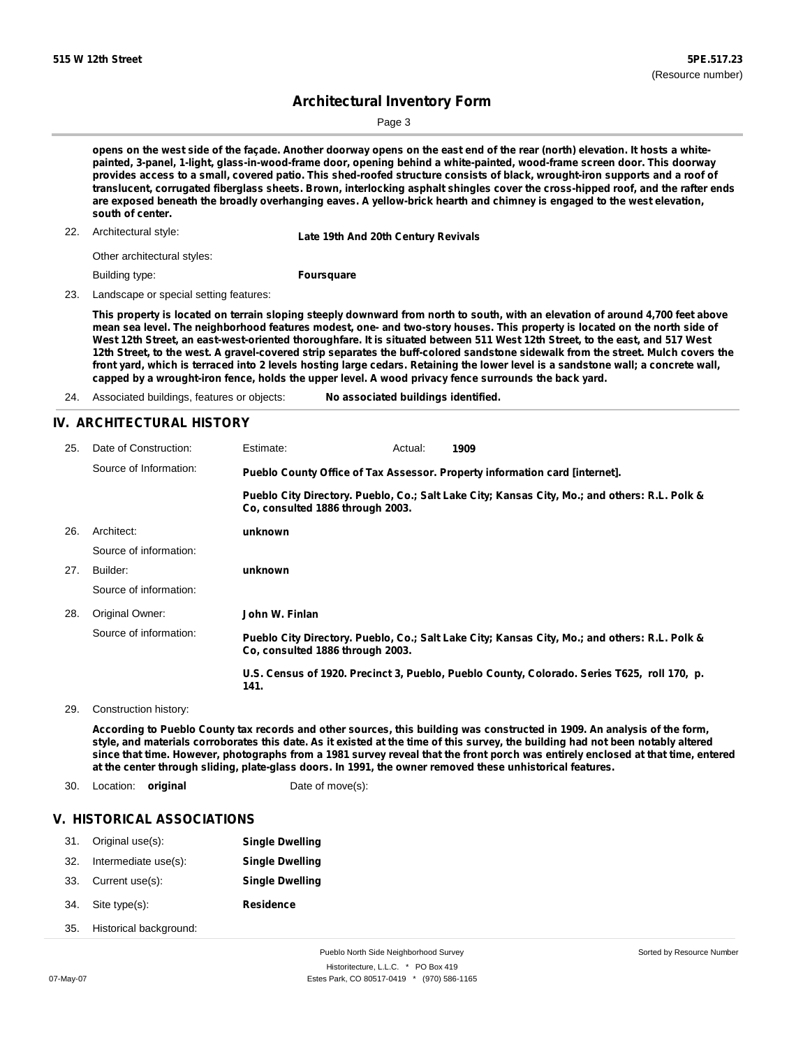opens on the west side of the façade. Another doorway opens on the east end of the rear (north) elevation. It hosts a white-painted, 3-panel, 1-light, glass-in-wood-frame door, opening behind a white-painted, wood-frame screen door. This doorway provides access to a small, covered patio. This shed-roofed structure consists of black, wrought-iron supports and a roof of translucent, corrugated fiberglass sheets. Brown, interlocking asphalt shingles cover the cross-hipped roof, and the rafter ends are exposed beneath the broadly overhanging eaves. A yellow-brick hearth and chimney is engaged to the west elevation, south of center.

22. Architectural style: **Late 19th And 20th Century Revivals**

Other architectural styles:

Building type: **Foursquare**

23. Landscape or special setting features:

**This property is located on terrain sloping steeply downward from north to south, with an elevation of around 4,700 feet above mean sea level. The neighborhood features modest, one- and two-story houses. This property is located on the north side of West 12th Street, an east-west-oriented thoroughfare. It is situated between 511 West 12th Street, to the east, and 517 West 12th Street, to the west. A gravel-covered strip separates the buff-colored sandstone sidewalk from the street. Mulch covers the front yard, which is terraced into 2 levels hosting large cedars. Retaining the lower level is a sandstone wall; a concrete wall, capped by a wrought-iron fence, holds the upper level. A wood privacy fence surrounds the back yard.**

24. Associated buildings, features or objects: **No associated buildings identified.**

## IV. ARCHITECTURAL HISTORY

25. Date of Construction: Estimate: Actual: **1909**

Source of Information: **Pueblo County Office of Tax Assessor. Property information card [internet].**

**Pueblo City Directory. Pueblo, Co.; Salt Lake City; Kansas City, Mo.; and others: R.L. Polk & Co, consulted 1886 through 2003.**

26. Architect: **unknown**

Source of information:

27. Builder: **unknown**

Source of information:

28. Original Owner: **John W. Finlan**

Source of information: **Pueblo City Directory. Pueblo, Co.; Salt Lake City; Kansas City, Mo.; and others: R.L. Polk & Co, consulted 1886 through 2003.**

**U.S. Census of 1920. Precinct 3, Pueblo, Pueblo County, Colorado. Series T625, roll 170, p. 141.**

29. Construction history:

**According to Pueblo County tax records and other sources, this building was constructed in 1909. An analysis of the form, style, and materials corroborates this date. As it existed at the time of this survey, the building had not been notably altered since that time. However, photographs from a 1981 survey reveal that the front porch was entirely enclosed at that time, entered at the center through sliding, plate-glass doors. In 1991, the owner removed these unhistorical features.**

30. Location: **original** Date of move(s):

## V. HISTORICAL ASSOCIATIONS

31. Original use(s): **Single Dwelling**

32. Intermediate use(s): **Single Dwelling**

33. Current use(s): **Single Dwelling**

34. Site type(s): **Residence**

35. Historical background: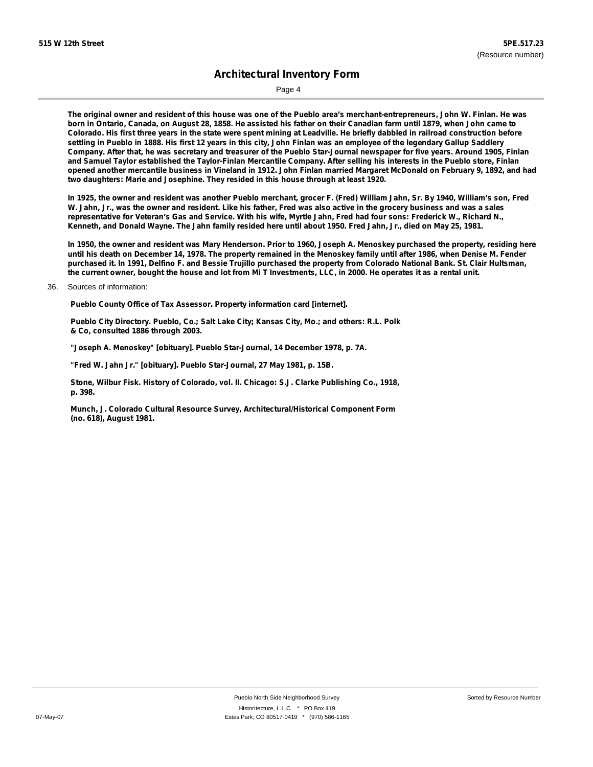The original owner and resident of this house was one of the Pueblo area's merchant-entrepreneurs, John W. Finlan. He was born in Ontario, Canada, on August 28, 1858. He assisted his father on their Canadian farm until 1879, when John came to Colorado. His first three years in the state were spent mining at Leadville. He briefly dabbled in railroad construction before settling in Pueblo in 1888. His first 12 years in this city, John Finlan was an employee of the legendary Gallup Saddlery Company. After that, he was secretary and treasurer of the Pueblo Star-Journal newspaper for five years. Around 1905, Finlan and Samuel Taylor established the Taylor-Finlan Mercantile Company. After selling his interests in the Pueblo store, Finlan opened another mercantile business in Vineland in 1912. John Finlan married Margaret McDonald on February 9, 1892, and had two daughters: Marie and Josephine. They resided in this house through at least 1920.

In 1925, the owner and resident was another Pueblo merchant, grocer F. (Fred) William Jahn, Sr. By 1940, William's son, Fred W. Jahn, Jr., was the owner and resident. Like his father, Fred was also active in the grocery business and was a sales representative for Veteran's Gas and Service. With his wife, Myrtle Jahn, Fred had four sons: Frederick W., Richard N., Kenneth, and Donald Wayne. The Jahn family resided here until about 1950. Fred Jahn, Jr., died on May 25, 1981.

In 1950, the owner and resident was Mary Henderson. Prior to 1960, Joseph A. Menoskey purchased the property, residing here until his death on December 14, 1978. The property remained in the Menoskey family until after 1986, when Denise M. Fender purchased it. In 1991, Delfino F. and Bessie Trujillo purchased the property from Colorado National Bank. St. Clair Hultsman, the current owner, bought the house and lot from Mi T Investments, LLC, in 2000. He operates it as a rental unit.

36. Sources of information:

Pueblo County Office of Tax Assessor. Property information card [internet].

Pueblo City Directory. Pueblo, Co.; Salt Lake City; Kansas City, Mo.; and others: R.L. Polk & Co, consulted 1886 through 2003.

"Joseph A. Menoskey" [obituary]. Pueblo Star-Journal, 14 December 1978, p. 7A.

"Fred W. Jahn Jr." [obituary]. Pueblo Star-Journal, 27 May 1981, p. 15B.

Stone, Wilbur Fisk. History of Colorado, vol. II. Chicago: S.J. Clarke Publishing Co., 1918, p. 398.

Munch, J. Colorado Cultural Resource Survey, Architectural/Historical Component Form (no. 618), August 1981.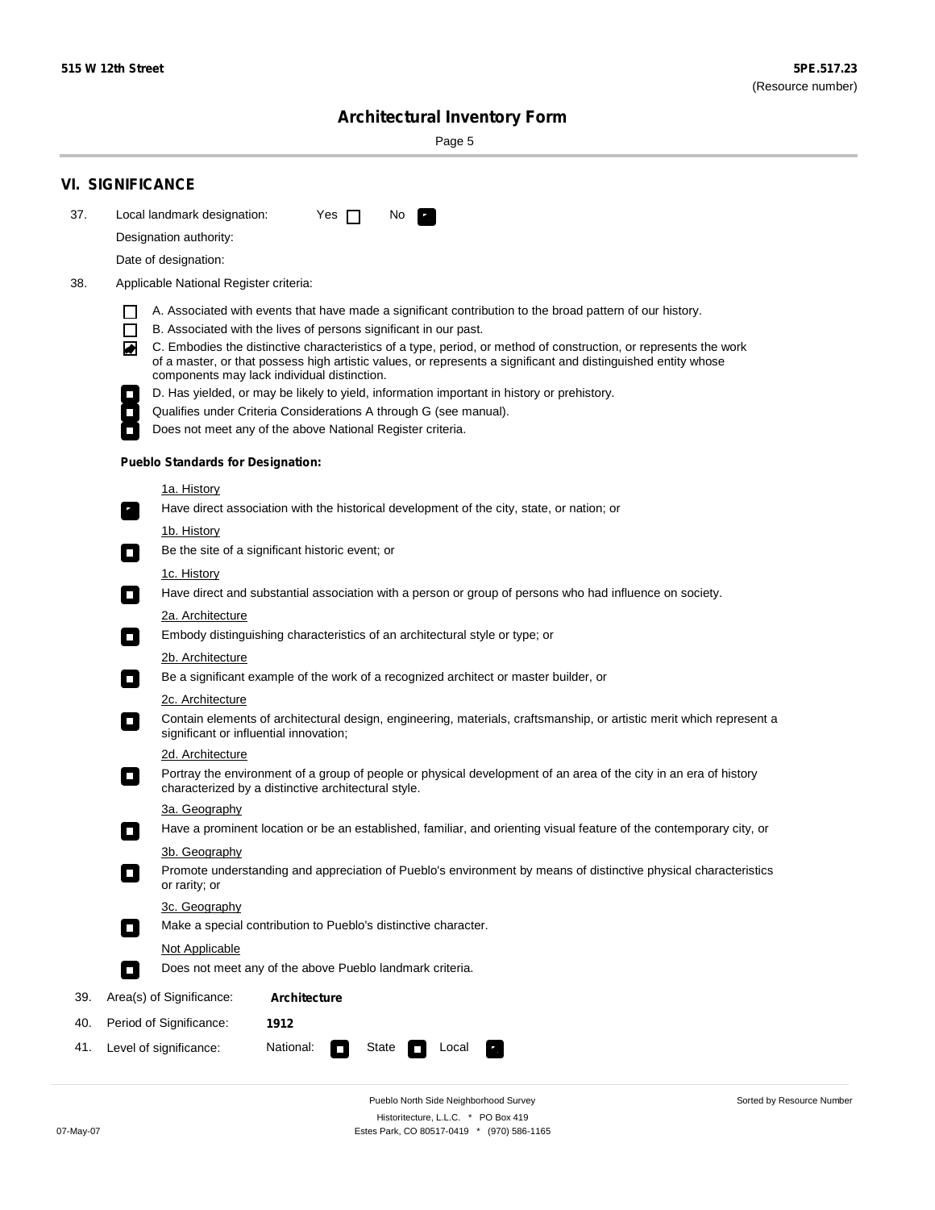## VI. SIGNIFICANCE

37. Local landmark designation: Yes ☐ No ☑

Designation authority:

Date of designation:

38. Applicable National Register criteria:

- ☐ A. Associated with events that have made a significant contribution to the broad pattern of our history.
- ☐ B. Associated with the lives of persons significant in our past.
- ☑ C. Embodies the distinctive characteristics of a type, period, or method of construction, or represents the work of a master, or that possess high artistic values, or represents a significant and distinguished entity whose components may lack individual distinction.
- ☐ D. Has yielded, or may be likely to yield, information important in history or prehistory.
- ☐ Qualifies under Criteria Considerations A through G (see manual).
- ☐ Does not meet any of the above National Register criteria.

**Pueblo Standards for Designation:**

1a. History

- ☑ Have direct association with the historical development of the city, state, or nation; or

1b. History

- ☐ Be the site of a significant historic event; or

1c. History

- ☐ Have direct and substantial association with a person or group of persons who had influence on society.

2a. Architecture

- ☐ Embody distinguishing characteristics of an architectural style or type; or

2b. Architecture

- ☐ Be a significant example of the work of a recognized architect or master builder, or

2c. Architecture

- ☐ Contain elements of architectural design, engineering, materials, craftsmanship, or artistic merit which represent a significant or influential innovation;

2d. Architecture

- ☐ Portray the environment of a group of people or physical development of an area of the city in an era of history characterized by a distinctive architectural style.

3a. Geography

- ☐ Have a prominent location or be an established, familiar, and orienting visual feature of the contemporary city, or

3b. Geography

- ☐ Promote understanding and appreciation of Pueblo's environment by means of distinctive physical characteristics or rarity; or

3c. Geography

- ☐ Make a special contribution to Pueblo's distinctive character.

Not Applicable

- ☐ Does not meet any of the above Pueblo landmark criteria.

39. Area(s) of Significance: **Architecture**

40. Period of Significance: **1912**

41. Level of significance: National: ☐ State ☐ Local ☑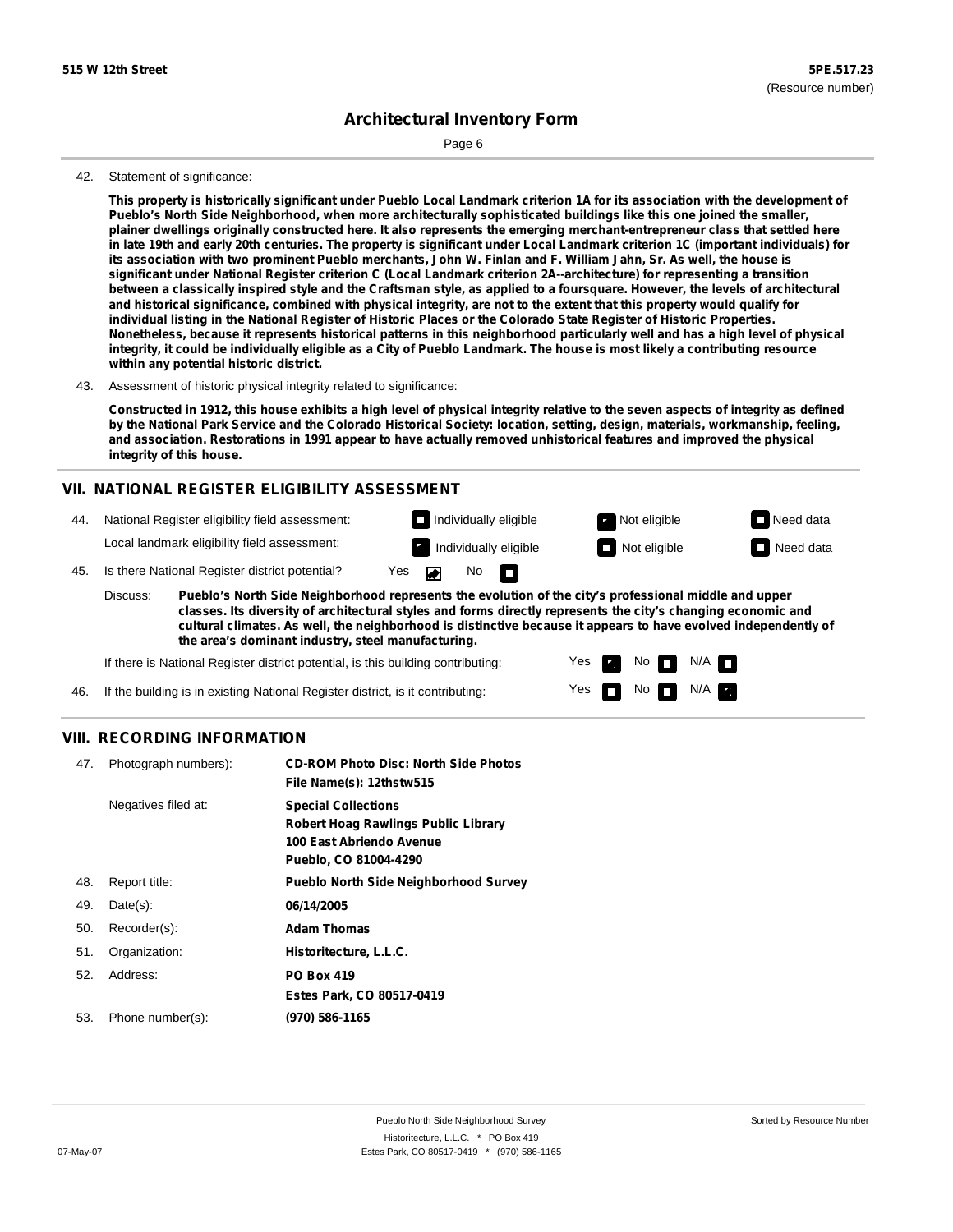42. Statement of significance:

**This property is historically significant under Pueblo Local Landmark criterion 1A for its association with the development of Pueblo's North Side Neighborhood, when more architecturally sophisticated buildings like this one joined the smaller, plainer dwellings originally constructed here. It also represents the emerging merchant-entrepreneur class that settled here in late 19th and early 20th centuries. The property is significant under Local Landmark criterion 1C (important individuals) for its association with two prominent Pueblo merchants, John W. Finlan and F. William Jahn, Sr. As well, the house is significant under National Register criterion C (Local Landmark criterion 2A--architecture) for representing a transition between a classically inspired style and the Craftsman style, as applied to a foursquare. However, the levels of architectural and historical significance, combined with physical integrity, are not to the extent that this property would qualify for individual listing in the National Register of Historic Places or the Colorado State Register of Historic Properties. Nonetheless, because it represents historical patterns in this neighborhood particularly well and has a high level of physical integrity, it could be individually eligible as a City of Pueblo Landmark. The house is most likely a contributing resource within any potential historic district.**

43. Assessment of historic physical integrity related to significance:

**Constructed in 1912, this house exhibits a high level of physical integrity relative to the seven aspects of integrity as defined by the National Park Service and the Colorado Historical Society: location, setting, design, materials, workmanship, feeling, and association. Restorations in 1991 appear to have actually removed unhistorical features and improved the physical integrity of this house.**

## VII. NATIONAL REGISTER ELIGIBILITY ASSESSMENT

44. National Register eligibility field assessment: ☐ Individually eligible ☑ Not eligible ☐ Need data

Local landmark eligibility field assessment: ☑ Individually eligible ☐ Not eligible ☐ Need data

45. Is there National Register district potential? Yes ☑ No ☐

Discuss: **Pueblo's North Side Neighborhood represents the evolution of the city's professional middle and upper classes. Its diversity of architectural styles and forms directly represents the city's changing economic and cultural climates. As well, the neighborhood is distinctive because it appears to have evolved independently of the area's dominant industry, steel manufacturing.**

If there is National Register district potential, is this building contributing: Yes ☑ No ☐ N/A ☐

46. If the building is in existing National Register district, is it contributing: Yes ☐ No ☐ N/A ☑

## VIII. RECORDING INFORMATION

47. Photograph numbers): **CD-ROM Photo Disc: North Side Photos**
**File Name(s): 12thstw515**

Negatives filed at: **Special Collections**
**Robert Hoag Rawlings Public Library**
**100 East Abriendo Avenue**
**Pueblo, CO 81004-4290**

48. Report title: **Pueblo North Side Neighborhood Survey**

49. Date(s): **06/14/2005**

50. Recorder(s): **Adam Thomas**

51. Organization: **Historitecture, L.L.C.**

52. Address: **PO Box 419**
**Estes Park, CO 80517-0419**

53. Phone number(s): **(970) 586-1165**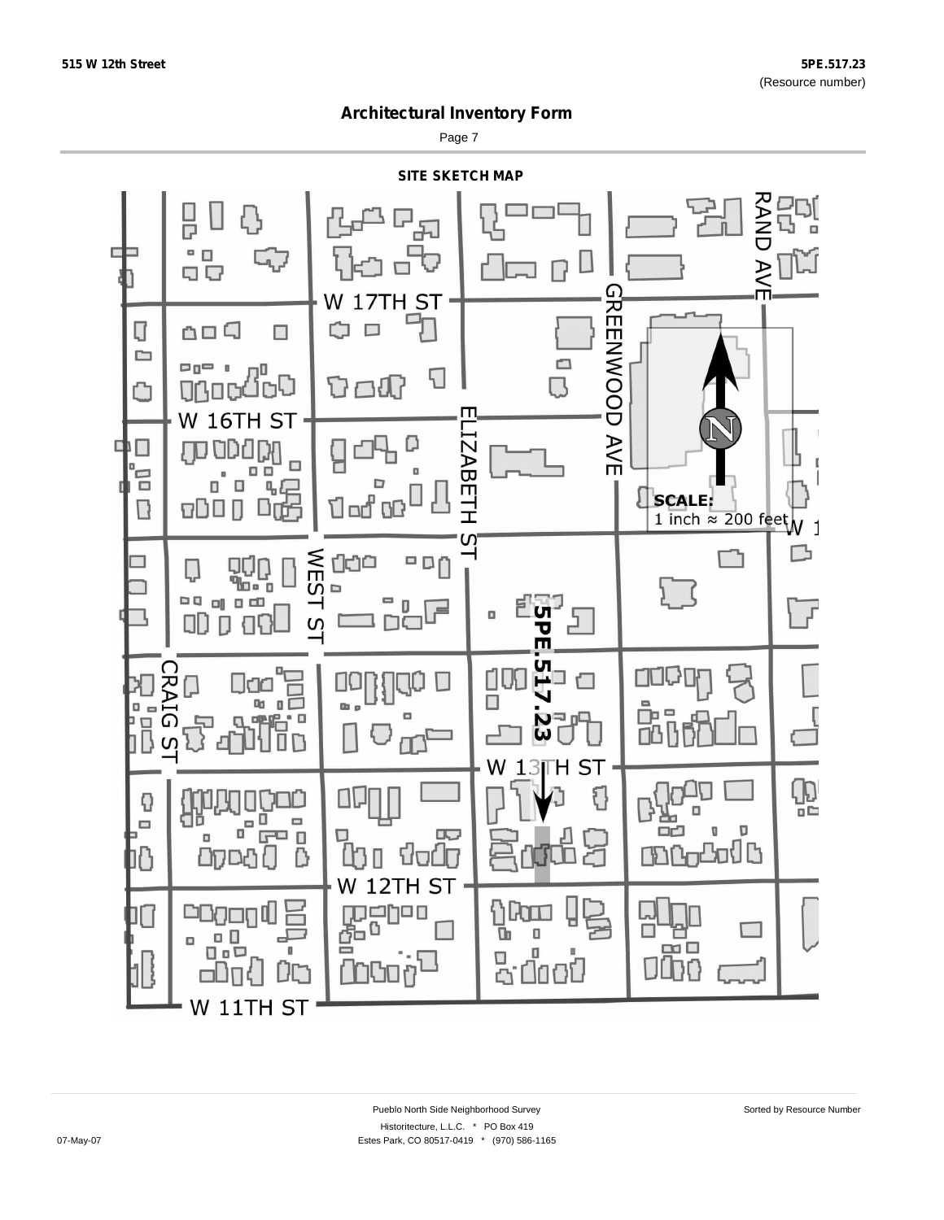## Architectural Inventory Form

### SITE SKETCH MAP

W 17TH ST

W 16TH ST

ELIZABETH ST

GREENWOOD AVE

RAND AVE

WEST ST

CRAIG ST

5PE.517.23

W 13TH ST

W 12TH ST

W 11TH ST

**SCALE:**
1 inch ≈ 200 feet

Pueblo North Side Neighborhood Survey

Historitecture, L.L.C. * PO Box 419
Estes Park, CO 80517-0419 * (970) 586-1165

Sorted by Resource Number

07-May-07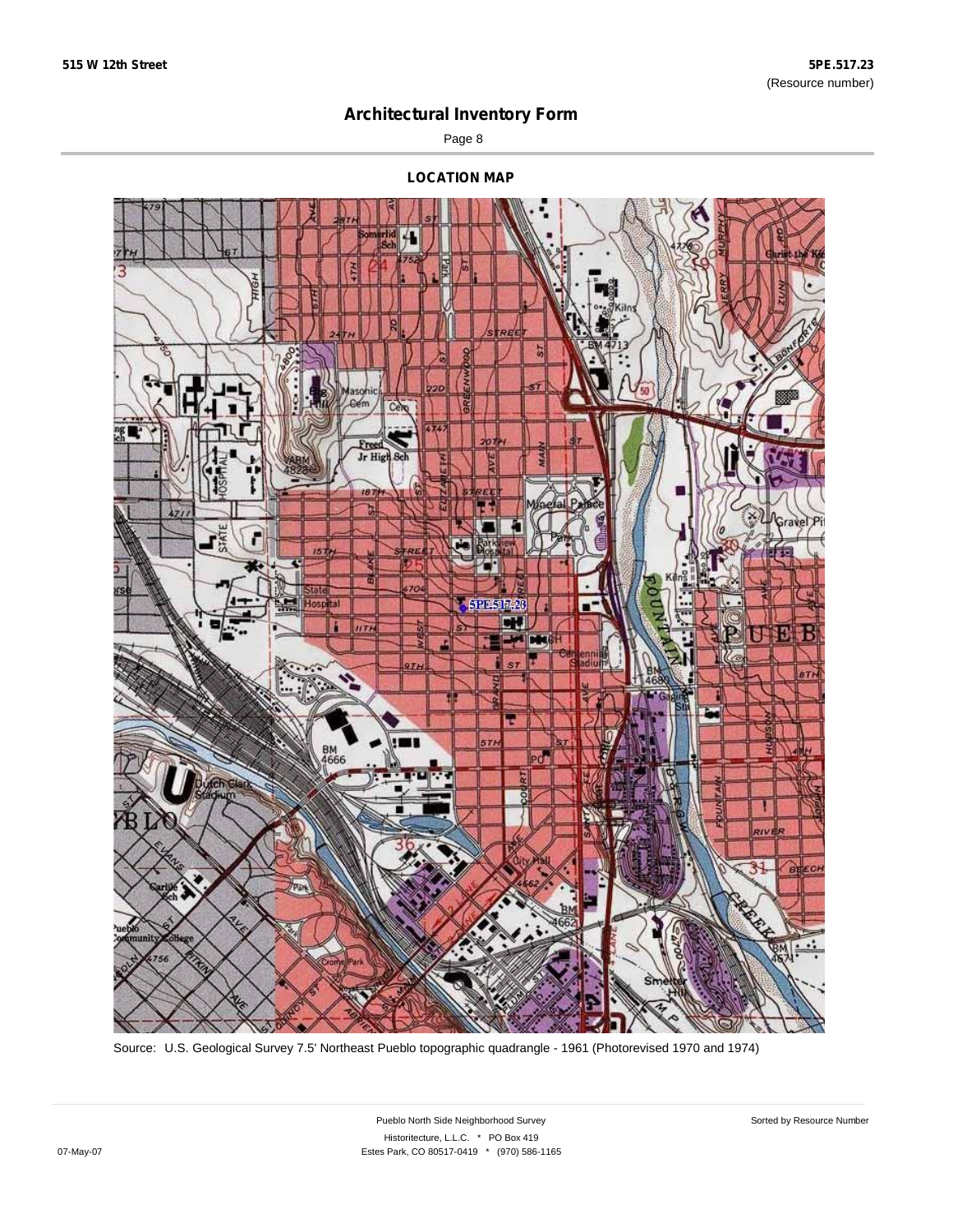515 W 12th Street

5PE.517.23
(Resource number)

# Architectural Inventory Form

## LOCATION MAP

Source: U.S. Geological Survey 7.5' Northeast Pueblo topographic quadrangle - 1961 (Photorevised 1970 and 1974)

Pueblo North Side Neighborhood Survey
Historitecture, L.L.C. * PO Box 419
Estes Park, CO 80517-0419 * (970) 586-1165

Sorted by Resource Number

07-May-07